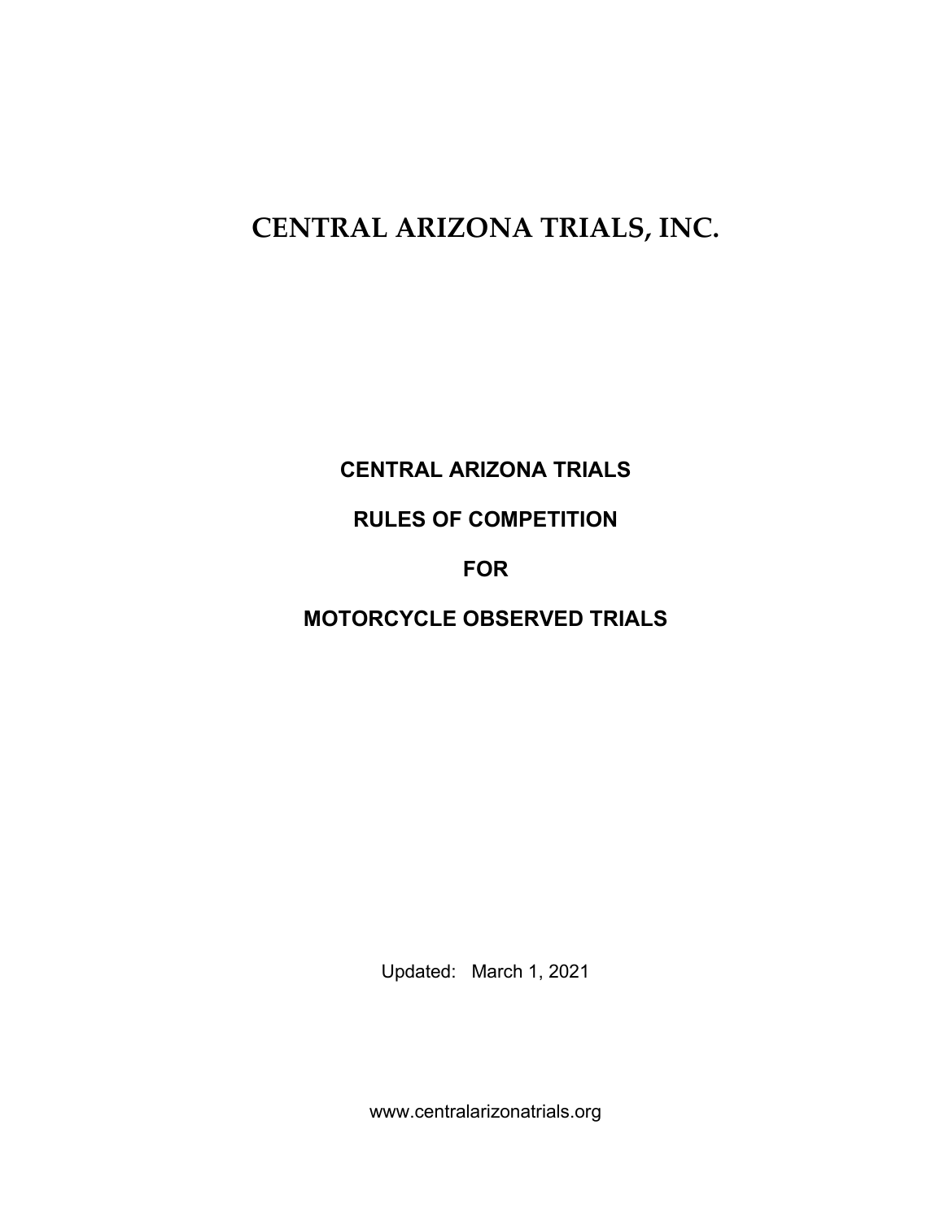# CENTRAL ARIZONA TRIALS, INC.

## CENTRAL ARIZONA TRIALS

## RULES OF COMPETITION

## FOR

## MOTORCYCLE OBSERVED TRIALS

Updated: March 1, 2021

www.centralarizonatrials.org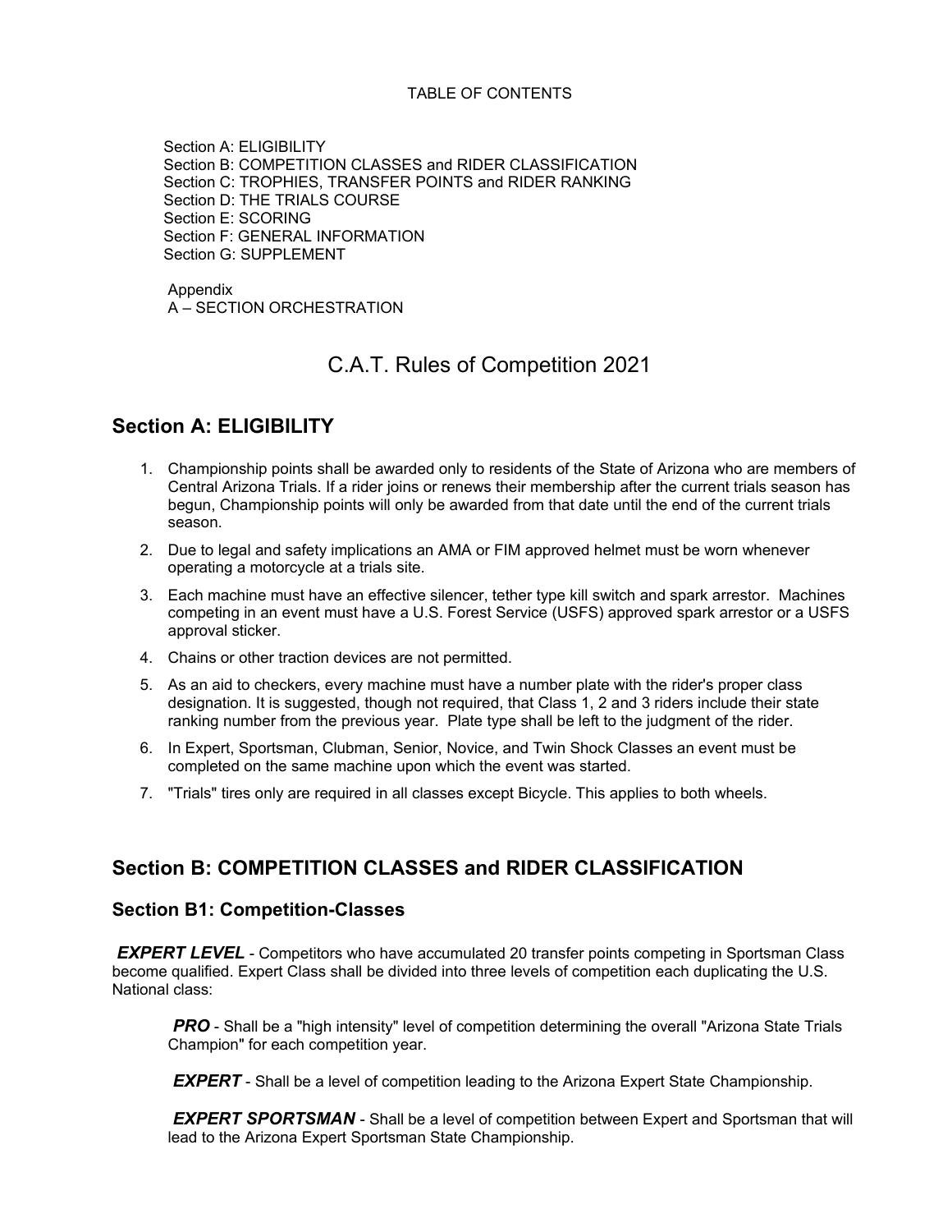TABLE OF CONTENTS

Section A: ELIGIBILITY
Section B: COMPETITION CLASSES and RIDER CLASSIFICATION
Section C: TROPHIES, TRANSFER POINTS and RIDER RANKING
Section D: THE TRIALS COURSE
Section E: SCORING
Section F: GENERAL INFORMATION
Section G: SUPPLEMENT

Appendix
A – SECTION ORCHESTRATION

# C.A.T. Rules of Competition 2021

## Section A: ELIGIBILITY

1. Championship points shall be awarded only to residents of the State of Arizona who are members of Central Arizona Trials. If a rider joins or renews their membership after the current trials season has begun, Championship points will only be awarded from that date until the end of the current trials season.
2. Due to legal and safety implications an AMA or FIM approved helmet must be worn whenever operating a motorcycle at a trials site.
3. Each machine must have an effective silencer, tether type kill switch and spark arrestor. Machines competing in an event must have a U.S. Forest Service (USFS) approved spark arrestor or a USFS approval sticker.
4. Chains or other traction devices are not permitted.
5. As an aid to checkers, every machine must have a number plate with the rider's proper class designation. It is suggested, though not required, that Class 1, 2 and 3 riders include their state ranking number from the previous year. Plate type shall be left to the judgment of the rider.
6. In Expert, Sportsman, Clubman, Senior, Novice, and Twin Shock Classes an event must be completed on the same machine upon which the event was started.
7. "Trials" tires only are required in all classes except Bicycle. This applies to both wheels.

## Section B: COMPETITION CLASSES and RIDER CLASSIFICATION

### Section B1: Competition-Classes

***EXPERT LEVEL*** - Competitors who have accumulated 20 transfer points competing in Sportsman Class become qualified. Expert Class shall be divided into three levels of competition each duplicating the U.S. National class:

***PRO*** - Shall be a "high intensity" level of competition determining the overall "Arizona State Trials Champion" for each competition year.

***EXPERT*** - Shall be a level of competition leading to the Arizona Expert State Championship.

***EXPERT SPORTSMAN*** - Shall be a level of competition between Expert and Sportsman that will lead to the Arizona Expert Sportsman State Championship.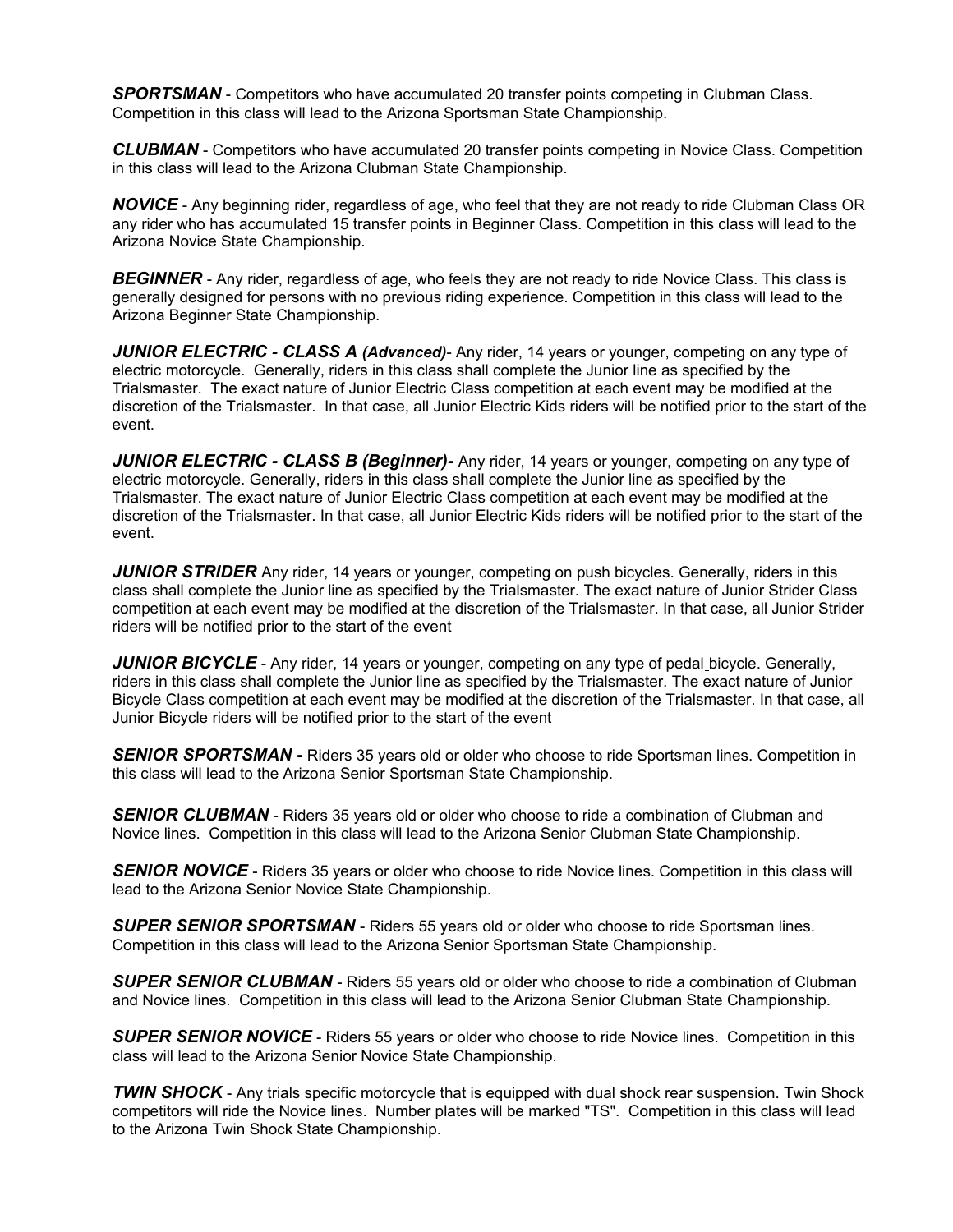***SPORTSMAN*** - Competitors who have accumulated 20 transfer points competing in Clubman Class. Competition in this class will lead to the Arizona Sportsman State Championship.

***CLUBMAN*** - Competitors who have accumulated 20 transfer points competing in Novice Class. Competition in this class will lead to the Arizona Clubman State Championship.

***NOVICE*** - Any beginning rider, regardless of age, who feel that they are not ready to ride Clubman Class OR any rider who has accumulated 15 transfer points in Beginner Class. Competition in this class will lead to the Arizona Novice State Championship.

***BEGINNER*** - Any rider, regardless of age, who feels they are not ready to ride Novice Class. This class is generally designed for persons with no previous riding experience. Competition in this class will lead to the Arizona Beginner State Championship.

***JUNIOR ELECTRIC - CLASS A (Advanced)***- Any rider, 14 years or younger, competing on any type of electric motorcycle. Generally, riders in this class shall complete the Junior line as specified by the Trialsmaster. The exact nature of Junior Electric Class competition at each event may be modified at the discretion of the Trialsmaster. In that case, all Junior Electric Kids riders will be notified prior to the start of the event.

***JUNIOR ELECTRIC - CLASS B (Beginner)-*** Any rider, 14 years or younger, competing on any type of electric motorcycle. Generally, riders in this class shall complete the Junior line as specified by the Trialsmaster. The exact nature of Junior Electric Class competition at each event may be modified at the discretion of the Trialsmaster. In that case, all Junior Electric Kids riders will be notified prior to the start of the event.

***JUNIOR STRIDER*** Any rider, 14 years or younger, competing on push bicycles. Generally, riders in this class shall complete the Junior line as specified by the Trialsmaster. The exact nature of Junior Strider Class competition at each event may be modified at the discretion of the Trialsmaster. In that case, all Junior Strider riders will be notified prior to the start of the event

***JUNIOR BICYCLE*** - Any rider, 14 years or younger, competing on any type of pedal bicycle. Generally, riders in this class shall complete the Junior line as specified by the Trialsmaster. The exact nature of Junior Bicycle Class competition at each event may be modified at the discretion of the Trialsmaster. In that case, all Junior Bicycle riders will be notified prior to the start of the event

***SENIOR SPORTSMAN -*** Riders 35 years old or older who choose to ride Sportsman lines. Competition in this class will lead to the Arizona Senior Sportsman State Championship.

***SENIOR CLUBMAN*** - Riders 35 years old or older who choose to ride a combination of Clubman and Novice lines. Competition in this class will lead to the Arizona Senior Clubman State Championship.

***SENIOR NOVICE*** - Riders 35 years or older who choose to ride Novice lines. Competition in this class will lead to the Arizona Senior Novice State Championship.

***SUPER SENIOR SPORTSMAN*** - Riders 55 years old or older who choose to ride Sportsman lines. Competition in this class will lead to the Arizona Senior Sportsman State Championship.

***SUPER SENIOR CLUBMAN*** - Riders 55 years old or older who choose to ride a combination of Clubman and Novice lines. Competition in this class will lead to the Arizona Senior Clubman State Championship.

***SUPER SENIOR NOVICE*** - Riders 55 years or older who choose to ride Novice lines. Competition in this class will lead to the Arizona Senior Novice State Championship.

***TWIN SHOCK*** - Any trials specific motorcycle that is equipped with dual shock rear suspension. Twin Shock competitors will ride the Novice lines. Number plates will be marked "TS". Competition in this class will lead to the Arizona Twin Shock State Championship.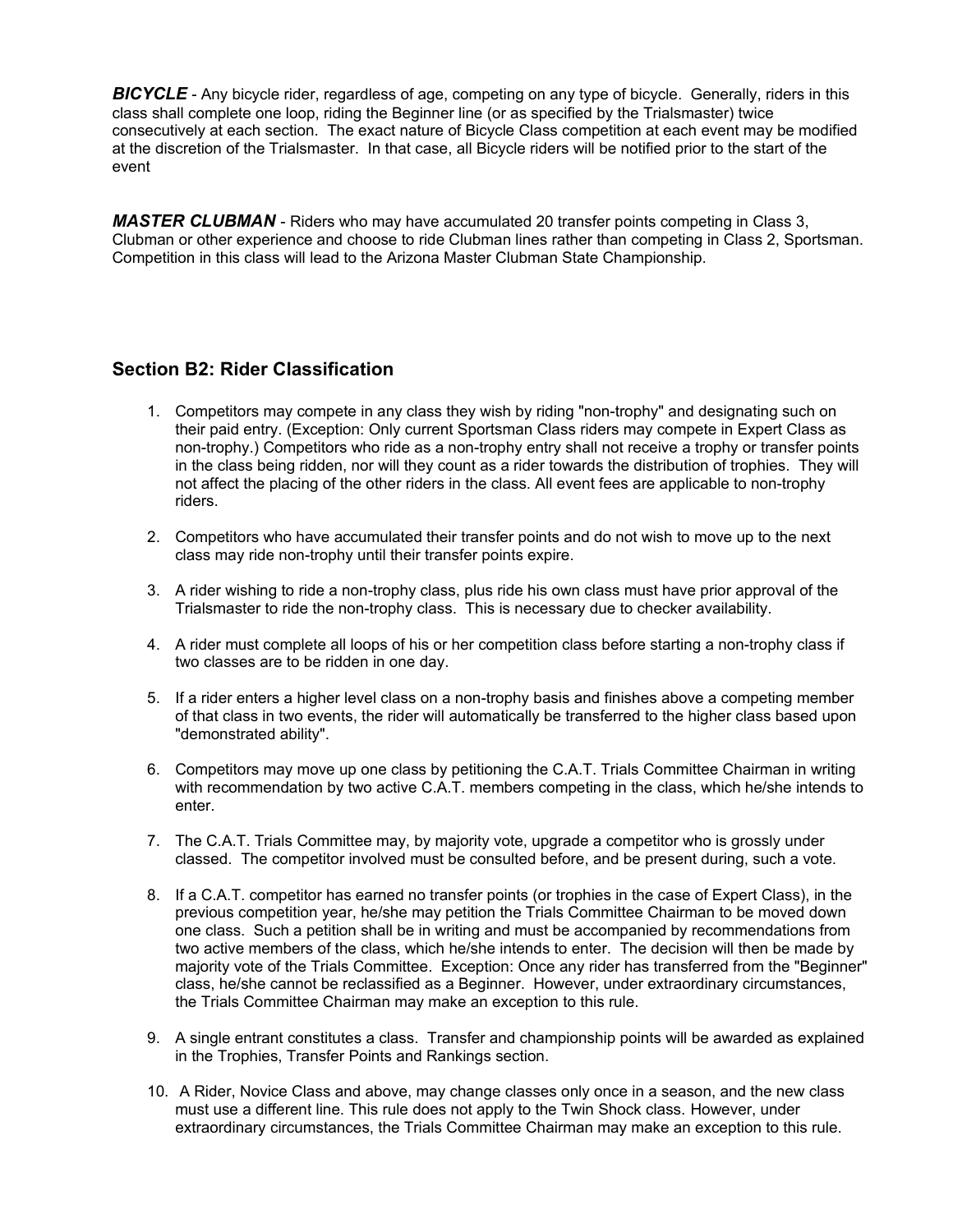***BICYCLE*** - Any bicycle rider, regardless of age, competing on any type of bicycle. Generally, riders in this class shall complete one loop, riding the Beginner line (or as specified by the Trialsmaster) twice consecutively at each section. The exact nature of Bicycle Class competition at each event may be modified at the discretion of the Trialsmaster. In that case, all Bicycle riders will be notified prior to the start of the event

***MASTER CLUBMAN*** - Riders who may have accumulated 20 transfer points competing in Class 3, Clubman or other experience and choose to ride Clubman lines rather than competing in Class 2, Sportsman. Competition in this class will lead to the Arizona Master Clubman State Championship.

## Section B2: Rider Classification

1. Competitors may compete in any class they wish by riding "non-trophy" and designating such on their paid entry. (Exception: Only current Sportsman Class riders may compete in Expert Class as non-trophy.) Competitors who ride as a non-trophy entry shall not receive a trophy or transfer points in the class being ridden, nor will they count as a rider towards the distribution of trophies. They will not affect the placing of the other riders in the class. All event fees are applicable to non-trophy riders.

2. Competitors who have accumulated their transfer points and do not wish to move up to the next class may ride non-trophy until their transfer points expire.

3. A rider wishing to ride a non-trophy class, plus ride his own class must have prior approval of the Trialsmaster to ride the non-trophy class. This is necessary due to checker availability.

4. A rider must complete all loops of his or her competition class before starting a non-trophy class if two classes are to be ridden in one day.

5. If a rider enters a higher level class on a non-trophy basis and finishes above a competing member of that class in two events, the rider will automatically be transferred to the higher class based upon "demonstrated ability".

6. Competitors may move up one class by petitioning the C.A.T. Trials Committee Chairman in writing with recommendation by two active C.A.T. members competing in the class, which he/she intends to enter.

7. The C.A.T. Trials Committee may, by majority vote, upgrade a competitor who is grossly under classed. The competitor involved must be consulted before, and be present during, such a vote.

8. If a C.A.T. competitor has earned no transfer points (or trophies in the case of Expert Class), in the previous competition year, he/she may petition the Trials Committee Chairman to be moved down one class. Such a petition shall be in writing and must be accompanied by recommendations from two active members of the class, which he/she intends to enter. The decision will then be made by majority vote of the Trials Committee. Exception: Once any rider has transferred from the "Beginner" class, he/she cannot be reclassified as a Beginner. However, under extraordinary circumstances, the Trials Committee Chairman may make an exception to this rule.

9. A single entrant constitutes a class. Transfer and championship points will be awarded as explained in the Trophies, Transfer Points and Rankings section.

10. A Rider, Novice Class and above, may change classes only once in a season, and the new class must use a different line. This rule does not apply to the Twin Shock class. However, under extraordinary circumstances, the Trials Committee Chairman may make an exception to this rule.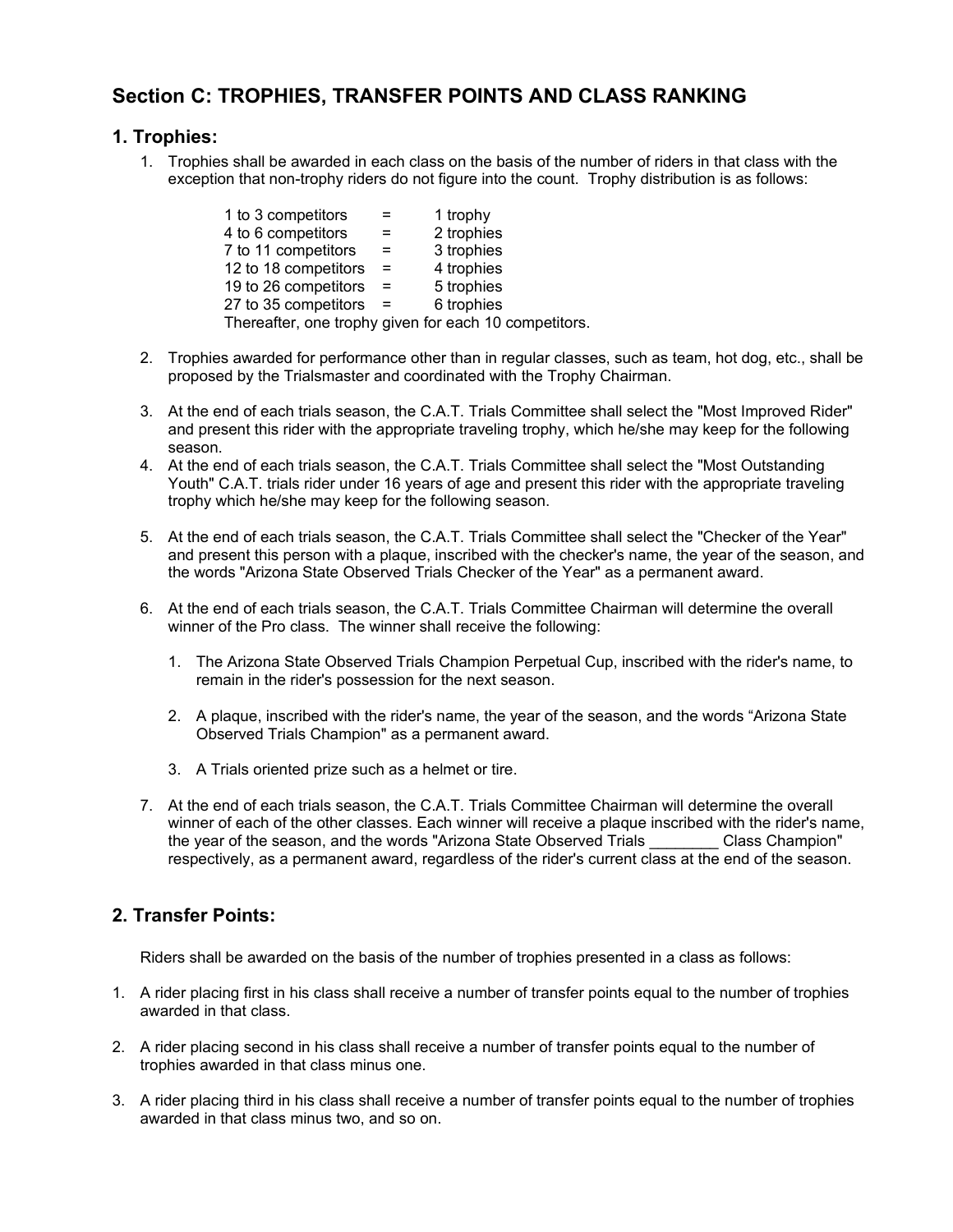## Section C: TROPHIES, TRANSFER POINTS AND CLASS RANKING

### 1. Trophies:

1. Trophies shall be awarded in each class on the basis of the number of riders in that class with the exception that non-trophy riders do not figure into the count. Trophy distribution is as follows:

   | | | |
   |---|---|---|
   | 1 to 3 competitors | = | 1 trophy |
   | 4 to 6 competitors | = | 2 trophies |
   | 7 to 11 competitors | = | 3 trophies |
   | 12 to 18 competitors | = | 4 trophies |
   | 19 to 26 competitors | = | 5 trophies |
   | 27 to 35 competitors | = | 6 trophies |

   Thereafter, one trophy given for each 10 competitors.

2. Trophies awarded for performance other than in regular classes, such as team, hot dog, etc., shall be proposed by the Trialsmaster and coordinated with the Trophy Chairman.

3. At the end of each trials season, the C.A.T. Trials Committee shall select the "Most Improved Rider" and present this rider with the appropriate traveling trophy, which he/she may keep for the following season.
4. At the end of each trials season, the C.A.T. Trials Committee shall select the "Most Outstanding Youth" C.A.T. trials rider under 16 years of age and present this rider with the appropriate traveling trophy which he/she may keep for the following season.

5. At the end of each trials season, the C.A.T. Trials Committee shall select the "Checker of the Year" and present this person with a plaque, inscribed with the checker's name, the year of the season, and the words "Arizona State Observed Trials Checker of the Year" as a permanent award.

6. At the end of each trials season, the C.A.T. Trials Committee Chairman will determine the overall winner of the Pro class. The winner shall receive the following:

   1. The Arizona State Observed Trials Champion Perpetual Cup, inscribed with the rider's name, to remain in the rider's possession for the next season.

   2. A plaque, inscribed with the rider's name, the year of the season, and the words "Arizona State Observed Trials Champion" as a permanent award.

   3. A Trials oriented prize such as a helmet or tire.

7. At the end of each trials season, the C.A.T. Trials Committee Chairman will determine the overall winner of each of the other classes. Each winner will receive a plaque inscribed with the rider's name, the year of the season, and the words "Arizona State Observed Trials ________ Class Champion" respectively, as a permanent award, regardless of the rider's current class at the end of the season.

### 2. Transfer Points:

Riders shall be awarded on the basis of the number of trophies presented in a class as follows:

1. A rider placing first in his class shall receive a number of transfer points equal to the number of trophies awarded in that class.

2. A rider placing second in his class shall receive a number of transfer points equal to the number of trophies awarded in that class minus one.

3. A rider placing third in his class shall receive a number of transfer points equal to the number of trophies awarded in that class minus two, and so on.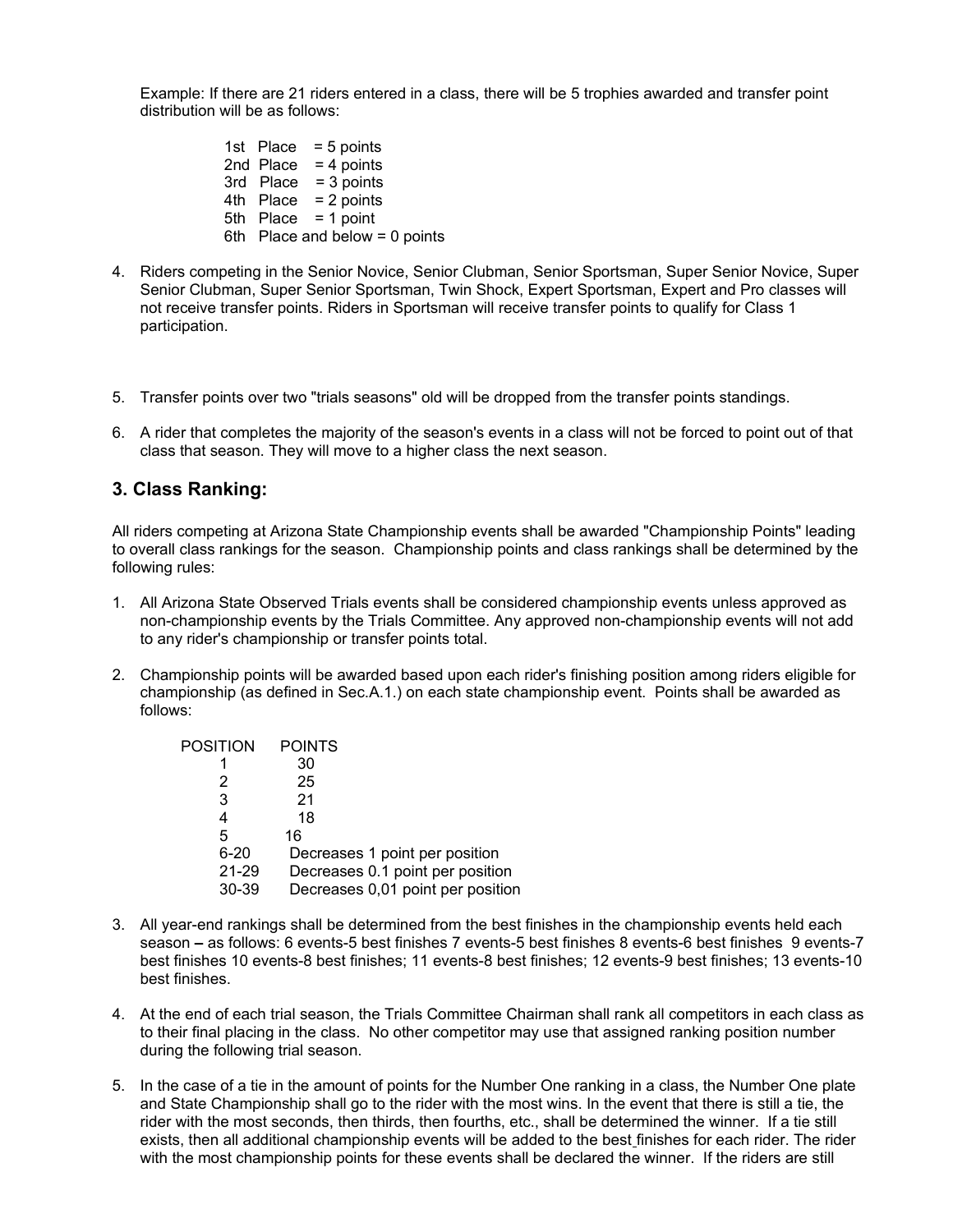Example: If there are 21 riders entered in a class, there will be 5 trophies awarded and transfer point distribution will be as follows:

| | |
|---|---|
| 1st Place | = 5 points |
| 2nd Place | = 4 points |
| 3rd Place | = 3 points |
| 4th Place | = 2 points |
| 5th Place | = 1 point |
| 6th Place and below = 0 points | |

4. Riders competing in the Senior Novice, Senior Clubman, Senior Sportsman, Super Senior Novice, Super Senior Clubman, Super Senior Sportsman, Twin Shock, Expert Sportsman, Expert and Pro classes will not receive transfer points. Riders in Sportsman will receive transfer points to qualify for Class 1 participation.

5. Transfer points over two "trials seasons" old will be dropped from the transfer points standings.

6. A rider that completes the majority of the season's events in a class will not be forced to point out of that class that season. They will move to a higher class the next season.

## 3. Class Ranking:

All riders competing at Arizona State Championship events shall be awarded "Championship Points" leading to overall class rankings for the season. Championship points and class rankings shall be determined by the following rules:

1. All Arizona State Observed Trials events shall be considered championship events unless approved as non-championship events by the Trials Committee. Any approved non-championship events will not add to any rider's championship or transfer points total.

2. Championship points will be awarded based upon each rider's finishing position among riders eligible for championship (as defined in Sec.A.1.) on each state championship event. Points shall be awarded as follows:

| POSITION | POINTS |
|---|---|
| 1 | 30 |
| 2 | 25 |
| 3 | 21 |
| 4 | 18 |
| 5 | 16 |
| 6-20 | Decreases 1 point per position |
| 21-29 | Decreases 0.1 point per position |
| 30-39 | Decreases 0,01 point per position |

3. All year-end rankings shall be determined from the best finishes in the championship events held each season – as follows: 6 events-5 best finishes 7 events-5 best finishes 8 events-6 best finishes 9 events-7 best finishes 10 events-8 best finishes; 11 events-8 best finishes; 12 events-9 best finishes; 13 events-10 best finishes.

4. At the end of each trial season, the Trials Committee Chairman shall rank all competitors in each class as to their final placing in the class. No other competitor may use that assigned ranking position number during the following trial season.

5. In the case of a tie in the amount of points for the Number One ranking in a class, the Number One plate and State Championship shall go to the rider with the most wins. In the event that there is still a tie, the rider with the most seconds, then thirds, then fourths, etc., shall be determined the winner. If a tie still exists, then all additional championship events will be added to the best finishes for each rider. The rider with the most championship points for these events shall be declared the winner. If the riders are still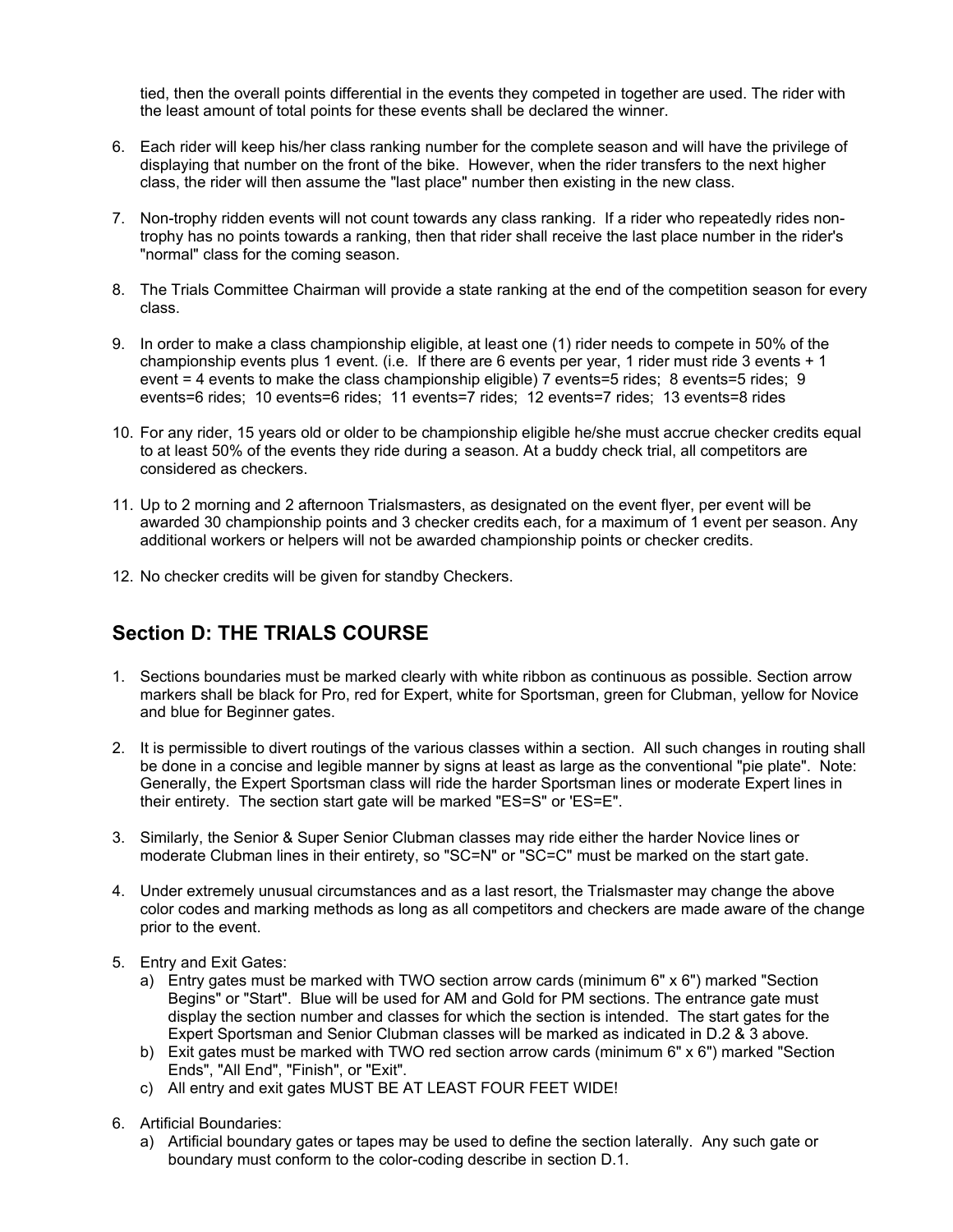tied, then the overall points differential in the events they competed in together are used. The rider with the least amount of total points for these events shall be declared the winner.

6. Each rider will keep his/her class ranking number for the complete season and will have the privilege of displaying that number on the front of the bike. However, when the rider transfers to the next higher class, the rider will then assume the "last place" number then existing in the new class.

7. Non-trophy ridden events will not count towards any class ranking. If a rider who repeatedly rides non-trophy has no points towards a ranking, then that rider shall receive the last place number in the rider's "normal" class for the coming season.

8. The Trials Committee Chairman will provide a state ranking at the end of the competition season for every class.

9. In order to make a class championship eligible, at least one (1) rider needs to compete in 50% of the championship events plus 1 event. (i.e. If there are 6 events per year, 1 rider must ride 3 events + 1 event = 4 events to make the class championship eligible) 7 events=5 rides; 8 events=5 rides; 9 events=6 rides; 10 events=6 rides; 11 events=7 rides; 12 events=7 rides; 13 events=8 rides

10. For any rider, 15 years old or older to be championship eligible he/she must accrue checker credits equal to at least 50% of the events they ride during a season. At a buddy check trial, all competitors are considered as checkers.

11. Up to 2 morning and 2 afternoon Trialsmasters, as designated on the event flyer, per event will be awarded 30 championship points and 3 checker credits each, for a maximum of 1 event per season. Any additional workers or helpers will not be awarded championship points or checker credits.

12. No checker credits will be given for standby Checkers.

## Section D: THE TRIALS COURSE

1. Sections boundaries must be marked clearly with white ribbon as continuous as possible. Section arrow markers shall be black for Pro, red for Expert, white for Sportsman, green for Clubman, yellow for Novice and blue for Beginner gates.

2. It is permissible to divert routings of the various classes within a section. All such changes in routing shall be done in a concise and legible manner by signs at least as large as the conventional "pie plate". Note: Generally, the Expert Sportsman class will ride the harder Sportsman lines or moderate Expert lines in their entirety. The section start gate will be marked "ES=S" or 'ES=E".

3. Similarly, the Senior & Super Senior Clubman classes may ride either the harder Novice lines or moderate Clubman lines in their entirety, so "SC=N" or "SC=C" must be marked on the start gate.

4. Under extremely unusual circumstances and as a last resort, the Trialsmaster may change the above color codes and marking methods as long as all competitors and checkers are made aware of the change prior to the event.

5. Entry and Exit Gates:
   a) Entry gates must be marked with TWO section arrow cards (minimum 6" x 6") marked "Section Begins" or "Start". Blue will be used for AM and Gold for PM sections. The entrance gate must display the section number and classes for which the section is intended. The start gates for the Expert Sportsman and Senior Clubman classes will be marked as indicated in D.2 & 3 above.
   b) Exit gates must be marked with TWO red section arrow cards (minimum 6" x 6") marked "Section Ends", "All End", "Finish", or "Exit".
   c) All entry and exit gates MUST BE AT LEAST FOUR FEET WIDE!

6. Artificial Boundaries:
   a) Artificial boundary gates or tapes may be used to define the section laterally. Any such gate or boundary must conform to the color-coding describe in section D.1.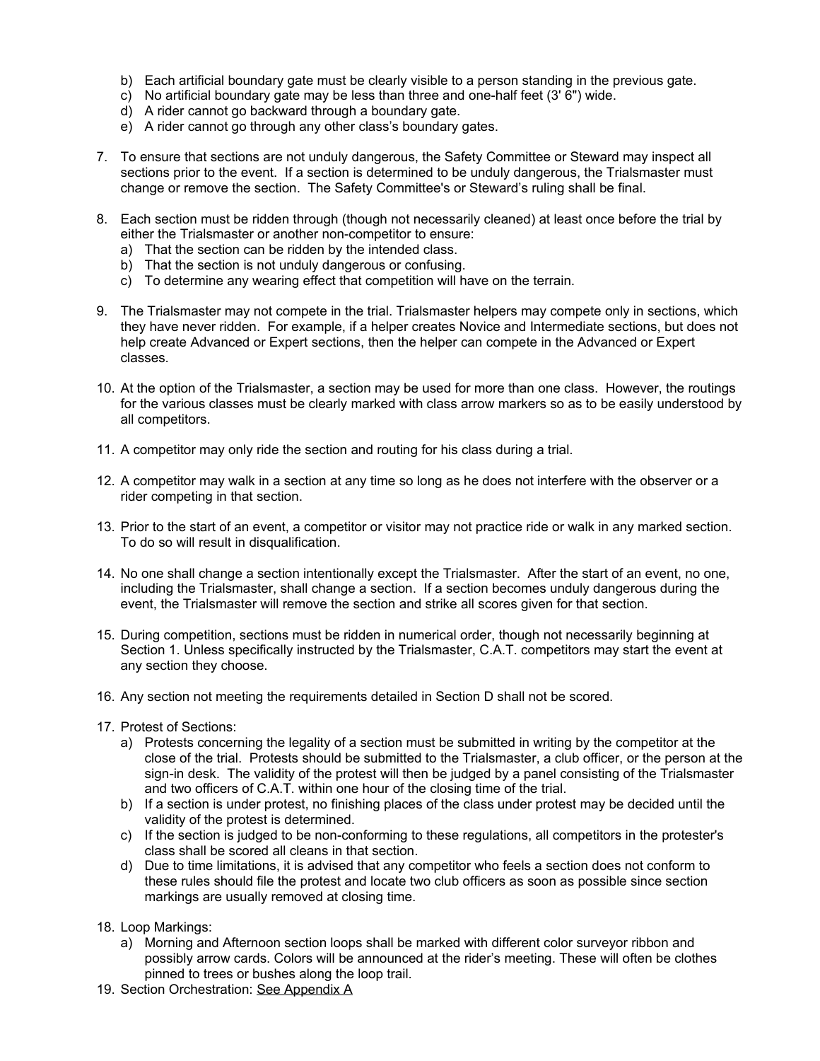b) Each artificial boundary gate must be clearly visible to a person standing in the previous gate.
c) No artificial boundary gate may be less than three and one-half feet (3' 6") wide.
d) A rider cannot go backward through a boundary gate.
e) A rider cannot go through any other class's boundary gates.

7. To ensure that sections are not unduly dangerous, the Safety Committee or Steward may inspect all sections prior to the event. If a section is determined to be unduly dangerous, the Trialsmaster must change or remove the section. The Safety Committee's or Steward's ruling shall be final.

8. Each section must be ridden through (though not necessarily cleaned) at least once before the trial by either the Trialsmaster or another non-competitor to ensure:
   a) That the section can be ridden by the intended class.
   b) That the section is not unduly dangerous or confusing.
   c) To determine any wearing effect that competition will have on the terrain.

9. The Trialsmaster may not compete in the trial. Trialsmaster helpers may compete only in sections, which they have never ridden. For example, if a helper creates Novice and Intermediate sections, but does not help create Advanced or Expert sections, then the helper can compete in the Advanced or Expert classes.

10. At the option of the Trialsmaster, a section may be used for more than one class. However, the routings for the various classes must be clearly marked with class arrow markers so as to be easily understood by all competitors.

11. A competitor may only ride the section and routing for his class during a trial.

12. A competitor may walk in a section at any time so long as he does not interfere with the observer or a rider competing in that section.

13. Prior to the start of an event, a competitor or visitor may not practice ride or walk in any marked section. To do so will result in disqualification.

14. No one shall change a section intentionally except the Trialsmaster. After the start of an event, no one, including the Trialsmaster, shall change a section. If a section becomes unduly dangerous during the event, the Trialsmaster will remove the section and strike all scores given for that section.

15. During competition, sections must be ridden in numerical order, though not necessarily beginning at Section 1. Unless specifically instructed by the Trialsmaster, C.A.T. competitors may start the event at any section they choose.

16. Any section not meeting the requirements detailed in Section D shall not be scored.

17. Protest of Sections:
   a) Protests concerning the legality of a section must be submitted in writing by the competitor at the close of the trial. Protests should be submitted to the Trialsmaster, a club officer, or the person at the sign-in desk. The validity of the protest will then be judged by a panel consisting of the Trialsmaster and two officers of C.A.T. within one hour of the closing time of the trial.
   b) If a section is under protest, no finishing places of the class under protest may be decided until the validity of the protest is determined.
   c) If the section is judged to be non-conforming to these regulations, all competitors in the protester's class shall be scored all cleans in that section.
   d) Due to time limitations, it is advised that any competitor who feels a section does not conform to these rules should file the protest and locate two club officers as soon as possible since section markings are usually removed at closing time.

18. Loop Markings:
   a) Morning and Afternoon section loops shall be marked with different color surveyor ribbon and possibly arrow cards. Colors will be announced at the rider's meeting. These will often be clothes pinned to trees or bushes along the loop trail.

19. Section Orchestration: See Appendix A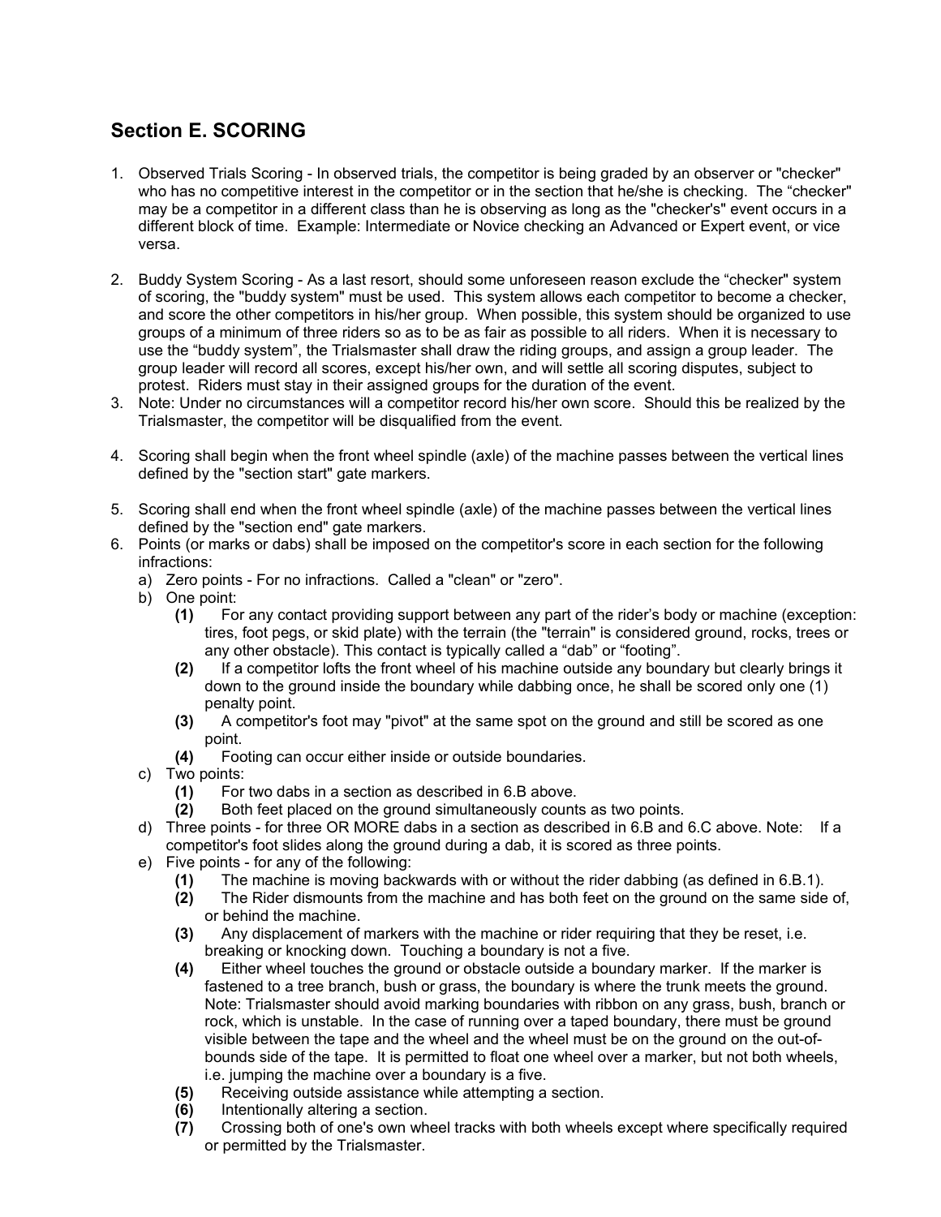## Section E. SCORING

1. Observed Trials Scoring - In observed trials, the competitor is being graded by an observer or "checker" who has no competitive interest in the competitor or in the section that he/she is checking. The "checker" may be a competitor in a different class than he is observing as long as the "checker's" event occurs in a different block of time. Example: Intermediate or Novice checking an Advanced or Expert event, or vice versa.

2. Buddy System Scoring - As a last resort, should some unforeseen reason exclude the "checker" system of scoring, the "buddy system" must be used. This system allows each competitor to become a checker, and score the other competitors in his/her group. When possible, this system should be organized to use groups of a minimum of three riders so as to be as fair as possible to all riders. When it is necessary to use the "buddy system", the Trialsmaster shall draw the riding groups, and assign a group leader. The group leader will record all scores, except his/her own, and will settle all scoring disputes, subject to protest. Riders must stay in their assigned groups for the duration of the event.
3. Note: Under no circumstances will a competitor record his/her own score. Should this be realized by the Trialsmaster, the competitor will be disqualified from the event.

4. Scoring shall begin when the front wheel spindle (axle) of the machine passes between the vertical lines defined by the "section start" gate markers.

5. Scoring shall end when the front wheel spindle (axle) of the machine passes between the vertical lines defined by the "section end" gate markers.
6. Points (or marks or dabs) shall be imposed on the competitor's score in each section for the following infractions:
   a) Zero points - For no infractions. Called a "clean" or "zero".
   b) One point:
      **(1)** For any contact providing support between any part of the rider's body or machine (exception: tires, foot pegs, or skid plate) with the terrain (the "terrain" is considered ground, rocks, trees or any other obstacle). This contact is typically called a "dab" or "footing".
      **(2)** If a competitor lofts the front wheel of his machine outside any boundary but clearly brings it down to the ground inside the boundary while dabbing once, he shall be scored only one (1) penalty point.
      **(3)** A competitor's foot may "pivot" at the same spot on the ground and still be scored as one point.
      **(4)** Footing can occur either inside or outside boundaries.
   c) Two points:
      **(1)** For two dabs in a section as described in 6.B above.
      **(2)** Both feet placed on the ground simultaneously counts as two points.
   d) Three points - for three OR MORE dabs in a section as described in 6.B and 6.C above. Note: If a competitor's foot slides along the ground during a dab, it is scored as three points.
   e) Five points - for any of the following:
      **(1)** The machine is moving backwards with or without the rider dabbing (as defined in 6.B.1).
      **(2)** The Rider dismounts from the machine and has both feet on the ground on the same side of, or behind the machine.
      **(3)** Any displacement of markers with the machine or rider requiring that they be reset, i.e. breaking or knocking down. Touching a boundary is not a five.
      **(4)** Either wheel touches the ground or obstacle outside a boundary marker. If the marker is fastened to a tree branch, bush or grass, the boundary is where the trunk meets the ground. Note: Trialsmaster should avoid marking boundaries with ribbon on any grass, bush, branch or rock, which is unstable. In the case of running over a taped boundary, there must be ground visible between the tape and the wheel and the wheel must be on the ground on the out-of-bounds side of the tape. It is permitted to float one wheel over a marker, but not both wheels, i.e. jumping the machine over a boundary is a five.
      **(5)** Receiving outside assistance while attempting a section.
      **(6)** Intentionally altering a section.
      **(7)** Crossing both of one's own wheel tracks with both wheels except where specifically required or permitted by the Trialsmaster.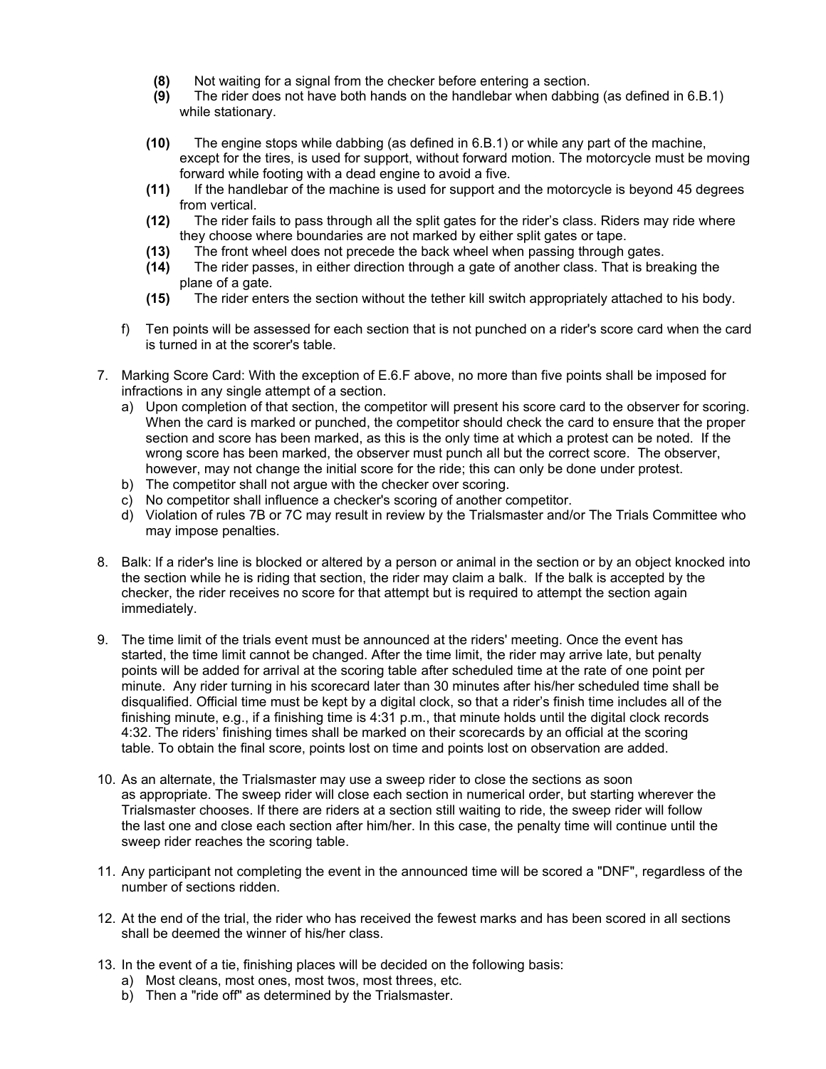**(8)** Not waiting for a signal from the checker before entering a section.

**(9)** The rider does not have both hands on the handlebar when dabbing (as defined in 6.B.1) while stationary.

**(10)** The engine stops while dabbing (as defined in 6.B.1) or while any part of the machine, except for the tires, is used for support, without forward motion. The motorcycle must be moving forward while footing with a dead engine to avoid a five.

**(11)** If the handlebar of the machine is used for support and the motorcycle is beyond 45 degrees from vertical.

**(12)** The rider fails to pass through all the split gates for the rider's class. Riders may ride where they choose where boundaries are not marked by either split gates or tape.

**(13)** The front wheel does not precede the back wheel when passing through gates.

**(14)** The rider passes, in either direction through a gate of another class. That is breaking the plane of a gate.

**(15)** The rider enters the section without the tether kill switch appropriately attached to his body.

f) Ten points will be assessed for each section that is not punched on a rider's score card when the card is turned in at the scorer's table.

7. Marking Score Card: With the exception of E.6.F above, no more than five points shall be imposed for infractions in any single attempt of a section.
   a) Upon completion of that section, the competitor will present his score card to the observer for scoring. When the card is marked or punched, the competitor should check the card to ensure that the proper section and score has been marked, as this is the only time at which a protest can be noted. If the wrong score has been marked, the observer must punch all but the correct score. The observer, however, may not change the initial score for the ride; this can only be done under protest.
   b) The competitor shall not argue with the checker over scoring.
   c) No competitor shall influence a checker's scoring of another competitor.
   d) Violation of rules 7B or 7C may result in review by the Trialsmaster and/or The Trials Committee who may impose penalties.

8. Balk: If a rider's line is blocked or altered by a person or animal in the section or by an object knocked into the section while he is riding that section, the rider may claim a balk. If the balk is accepted by the checker, the rider receives no score for that attempt but is required to attempt the section again immediately.

9. The time limit of the trials event must be announced at the riders' meeting. Once the event has started, the time limit cannot be changed. After the time limit, the rider may arrive late, but penalty points will be added for arrival at the scoring table after scheduled time at the rate of one point per minute. Any rider turning in his scorecard later than 30 minutes after his/her scheduled time shall be disqualified. Official time must be kept by a digital clock, so that a rider's finish time includes all of the finishing minute, e.g., if a finishing time is 4:31 p.m., that minute holds until the digital clock records 4:32. The riders' finishing times shall be marked on their scorecards by an official at the scoring table. To obtain the final score, points lost on time and points lost on observation are added.

10. As an alternate, the Trialsmaster may use a sweep rider to close the sections as soon as appropriate. The sweep rider will close each section in numerical order, but starting wherever the Trialsmaster chooses. If there are riders at a section still waiting to ride, the sweep rider will follow the last one and close each section after him/her. In this case, the penalty time will continue until the sweep rider reaches the scoring table.

11. Any participant not completing the event in the announced time will be scored a "DNF", regardless of the number of sections ridden.

12. At the end of the trial, the rider who has received the fewest marks and has been scored in all sections shall be deemed the winner of his/her class.

13. In the event of a tie, finishing places will be decided on the following basis:
    a) Most cleans, most ones, most twos, most threes, etc.
    b) Then a "ride off" as determined by the Trialsmaster.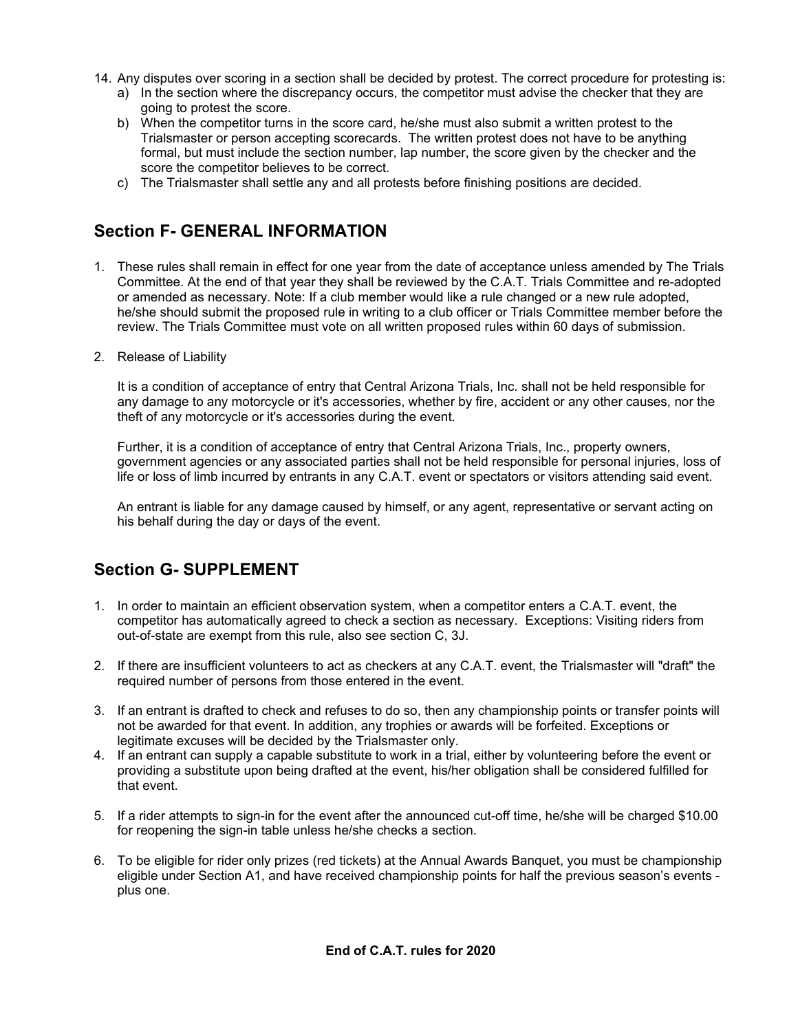14. Any disputes over scoring in a section shall be decided by protest. The correct procedure for protesting is:
    a) In the section where the discrepancy occurs, the competitor must advise the checker that they are going to protest the score.
    b) When the competitor turns in the score card, he/she must also submit a written protest to the Trialsmaster or person accepting scorecards. The written protest does not have to be anything formal, but must include the section number, lap number, the score given by the checker and the score the competitor believes to be correct.
    c) The Trialsmaster shall settle any and all protests before finishing positions are decided.

## Section F- GENERAL INFORMATION

1. These rules shall remain in effect for one year from the date of acceptance unless amended by The Trials Committee. At the end of that year they shall be reviewed by the C.A.T. Trials Committee and re-adopted or amended as necessary. Note: If a club member would like a rule changed or a new rule adopted, he/she should submit the proposed rule in writing to a club officer or Trials Committee member before the review. The Trials Committee must vote on all written proposed rules within 60 days of submission.

2. Release of Liability

   It is a condition of acceptance of entry that Central Arizona Trials, Inc. shall not be held responsible for any damage to any motorcycle or it's accessories, whether by fire, accident or any other causes, nor the theft of any motorcycle or it's accessories during the event.

   Further, it is a condition of acceptance of entry that Central Arizona Trials, Inc., property owners, government agencies or any associated parties shall not be held responsible for personal injuries, loss of life or loss of limb incurred by entrants in any C.A.T. event or spectators or visitors attending said event.

   An entrant is liable for any damage caused by himself, or any agent, representative or servant acting on his behalf during the day or days of the event.

## Section G- SUPPLEMENT

1. In order to maintain an efficient observation system, when a competitor enters a C.A.T. event, the competitor has automatically agreed to check a section as necessary. Exceptions: Visiting riders from out-of-state are exempt from this rule, also see section C, 3J.

2. If there are insufficient volunteers to act as checkers at any C.A.T. event, the Trialsmaster will "draft" the required number of persons from those entered in the event.

3. If an entrant is drafted to check and refuses to do so, then any championship points or transfer points will not be awarded for that event. In addition, any trophies or awards will be forfeited. Exceptions or legitimate excuses will be decided by the Trialsmaster only.

4. If an entrant can supply a capable substitute to work in a trial, either by volunteering before the event or providing a substitute upon being drafted at the event, his/her obligation shall be considered fulfilled for that event.

5. If a rider attempts to sign-in for the event after the announced cut-off time, he/she will be charged $10.00 for reopening the sign-in table unless he/she checks a section.

6. To be eligible for rider only prizes (red tickets) at the Annual Awards Banquet, you must be championship eligible under Section A1, and have received championship points for half the previous season's events - plus one.

**End of C.A.T. rules for 2020**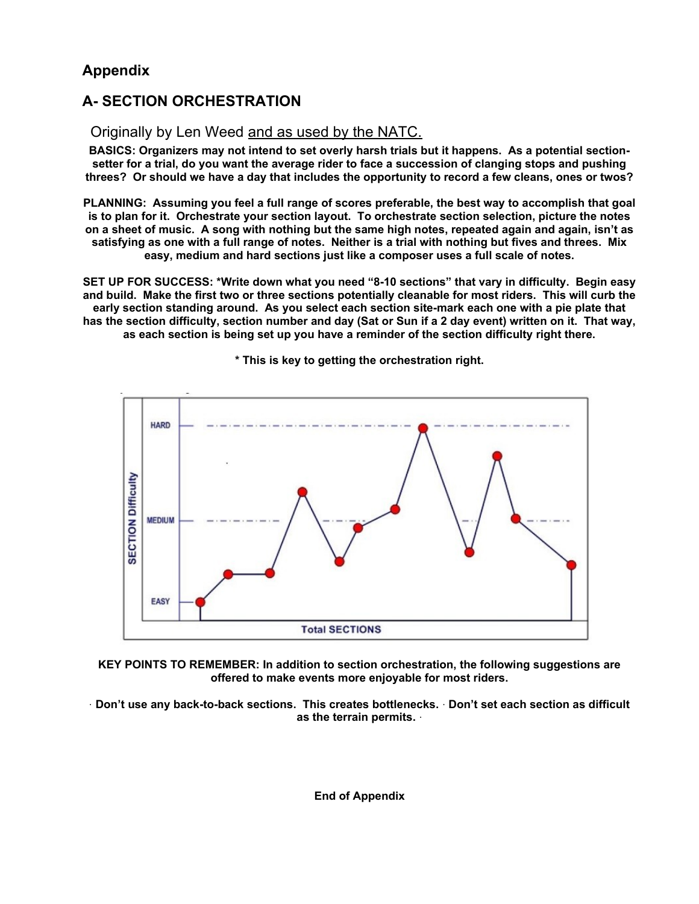## Appendix

## A- SECTION ORCHESTRATION

Originally by Len Weed and as used by the NATC.

**BASICS: Organizers may not intend to set overly harsh trials but it happens. As a potential section-setter for a trial, do you want the average rider to face a succession of clanging stops and pushing threes? Or should we have a day that includes the opportunity to record a few cleans, ones or twos?**

**PLANNING: Assuming you feel a full range of scores preferable, the best way to accomplish that goal is to plan for it. Orchestrate your section layout. To orchestrate section selection, picture the notes on a sheet of music. A song with nothing but the same high notes, repeated again and again, isn't as satisfying as one with a full range of notes. Neither is a trial with nothing but fives and threes. Mix easy, medium and hard sections just like a composer uses a full scale of notes.**

**SET UP FOR SUCCESS: *Write down what you need "8-10 sections" that vary in difficulty. Begin easy and build. Make the first two or three sections potentially cleanable for most riders. This will curb the early section standing around. As you select each section site-mark each one with a pie plate that has the section difficulty, section number and day (Sat or Sun if a 2 day event) written on it. That way, as each section is being set up you have a reminder of the section difficulty right there.**

**\* This is key to getting the orchestration right.**

SECTION Difficulty
HARD
MEDIUM
EASY
Total SECTIONS

**KEY POINTS TO REMEMBER: In addition to section orchestration, the following suggestions are offered to make events more enjoyable for most riders.**

· **Don't use any back-to-back sections. This creates bottlenecks.** · **Don't set each section as difficult as the terrain permits.** ·

**End of Appendix**